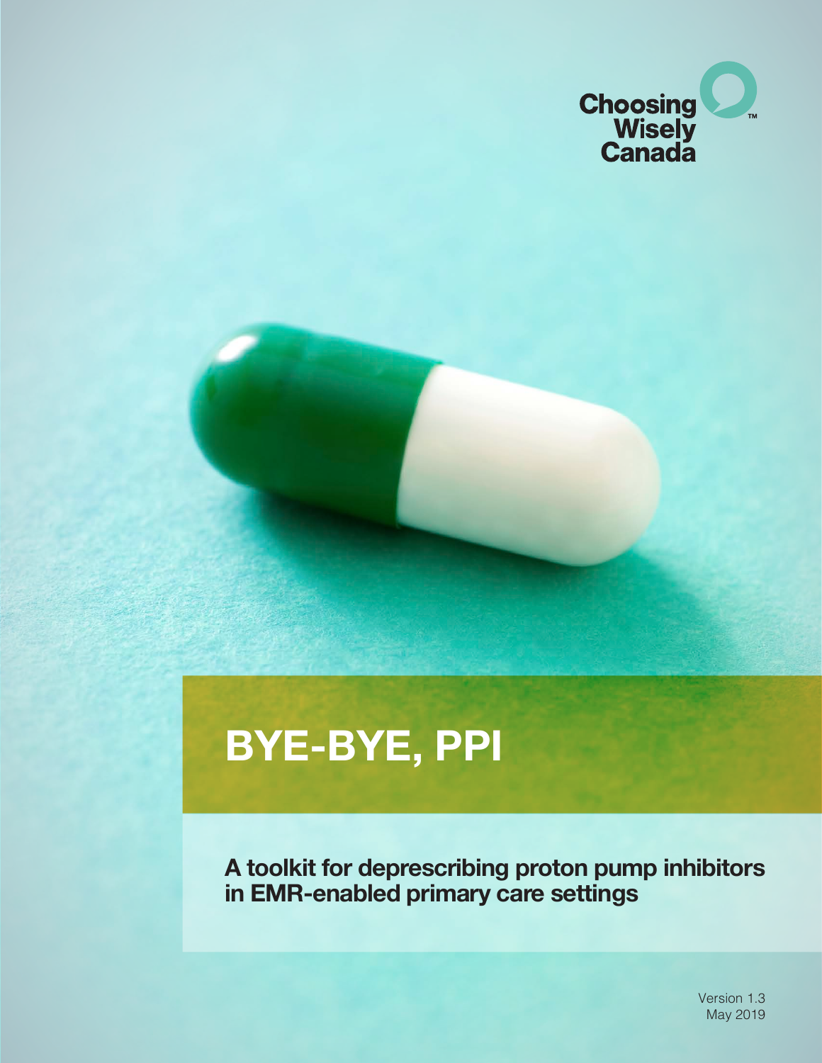Choosing Wisely Canada™

# BYE-BYE, PPI

**A toolkit for deprescribing proton pump inhibitors in EMR-enabled primary care settings**

Version 1.3
May 2019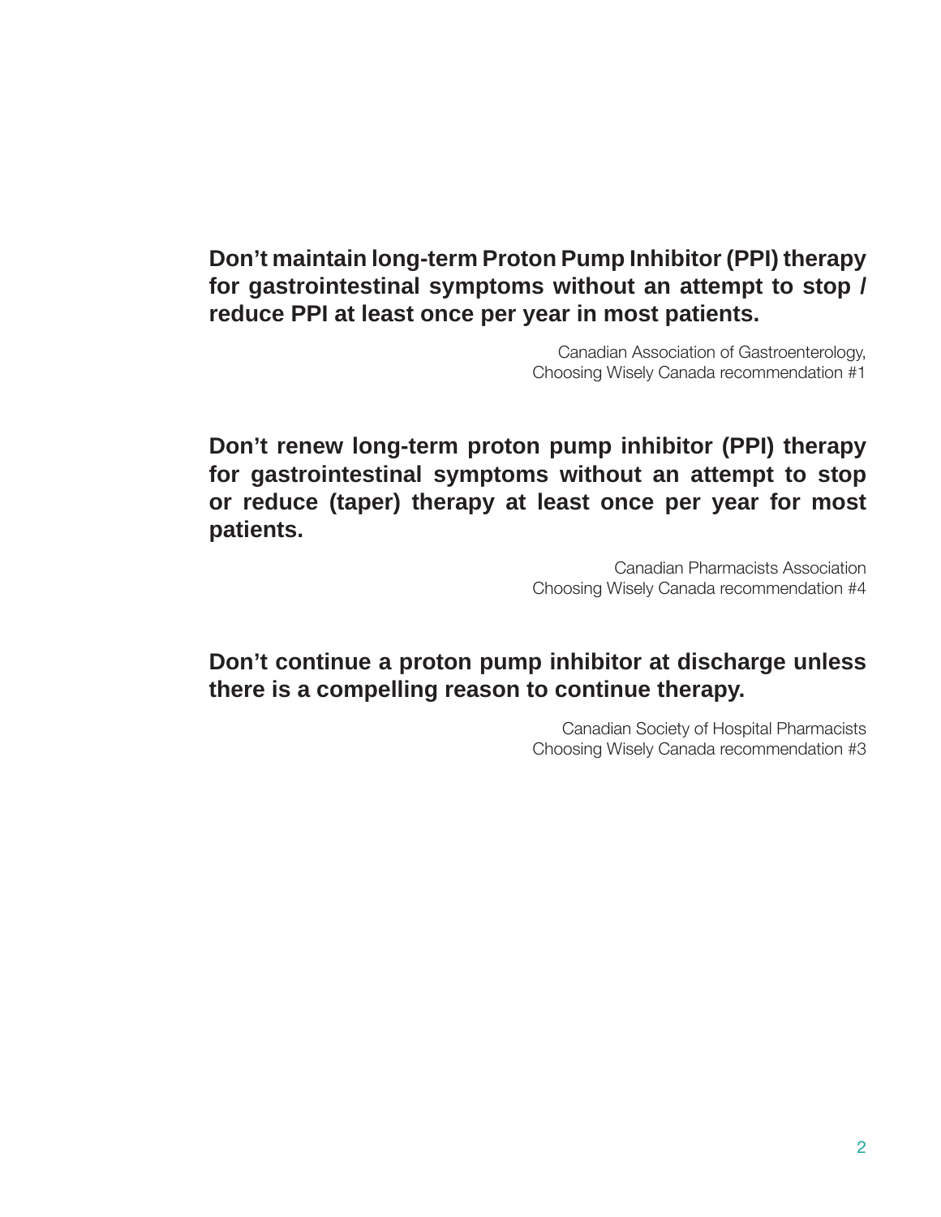**Don't maintain long-term Proton Pump Inhibitor (PPI) therapy for gastrointestinal symptoms without an attempt to stop / reduce PPI at least once per year in most patients.**

Canadian Association of Gastroenterology,
Choosing Wisely Canada recommendation #1

**Don't renew long-term proton pump inhibitor (PPI) therapy for gastrointestinal symptoms without an attempt to stop or reduce (taper) therapy at least once per year for most patients.**

Canadian Pharmacists Association
Choosing Wisely Canada recommendation #4

**Don't continue a proton pump inhibitor at discharge unless there is a compelling reason to continue therapy.**

Canadian Society of Hospital Pharmacists
Choosing Wisely Canada recommendation #3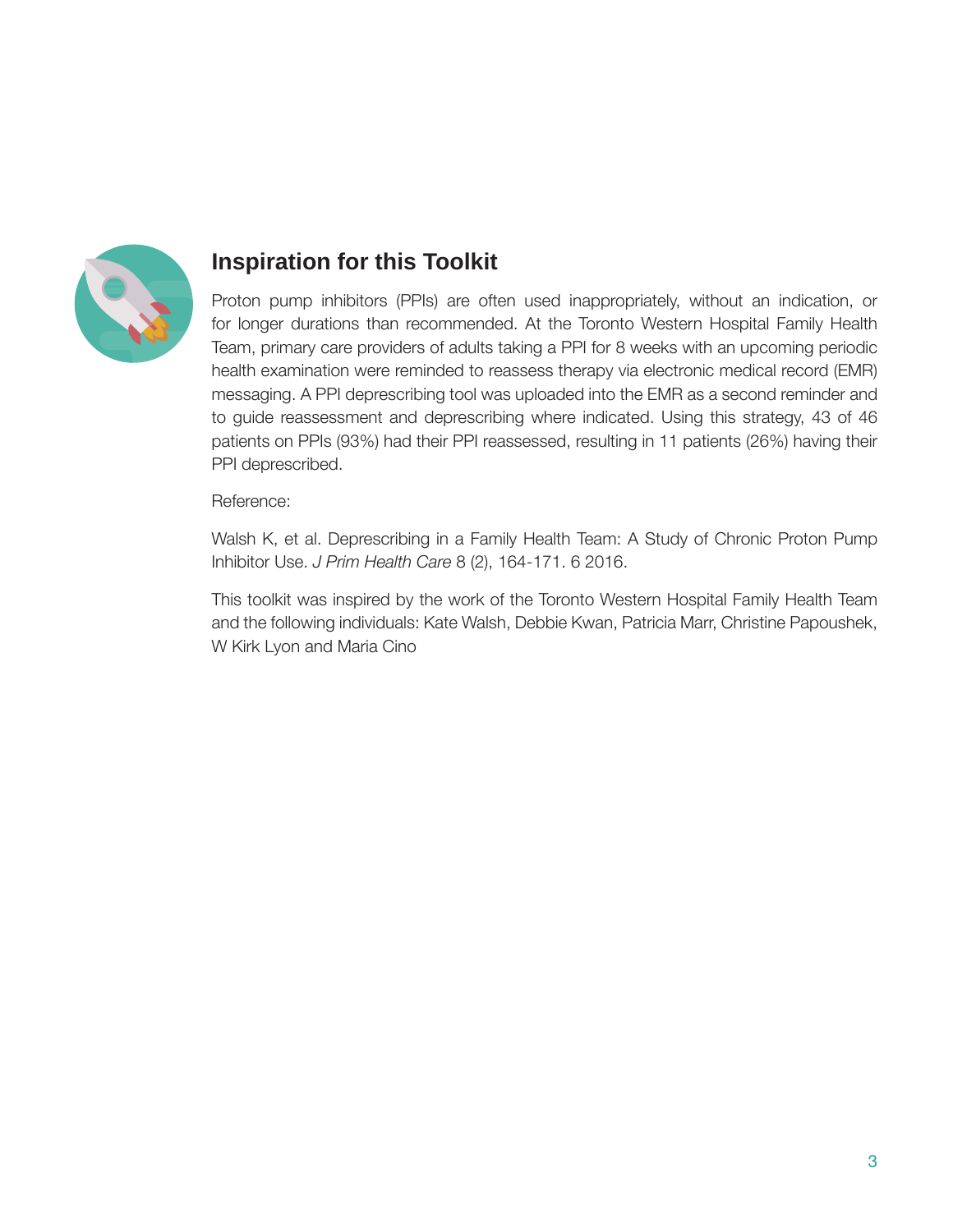## Inspiration for this Toolkit

Proton pump inhibitors (PPIs) are often used inappropriately, without an indication, or for longer durations than recommended. At the Toronto Western Hospital Family Health Team, primary care providers of adults taking a PPI for 8 weeks with an upcoming periodic health examination were reminded to reassess therapy via electronic medical record (EMR) messaging. A PPI deprescribing tool was uploaded into the EMR as a second reminder and to guide reassessment and deprescribing where indicated. Using this strategy, 43 of 46 patients on PPIs (93%) had their PPI reassessed, resulting in 11 patients (26%) having their PPI deprescribed.

Reference:

Walsh K, et al. Deprescribing in a Family Health Team: A Study of Chronic Proton Pump Inhibitor Use. *J Prim Health Care* 8 (2), 164-171. 6 2016.

This toolkit was inspired by the work of the Toronto Western Hospital Family Health Team and the following individuals: Kate Walsh, Debbie Kwan, Patricia Marr, Christine Papoushek, W Kirk Lyon and Maria Cino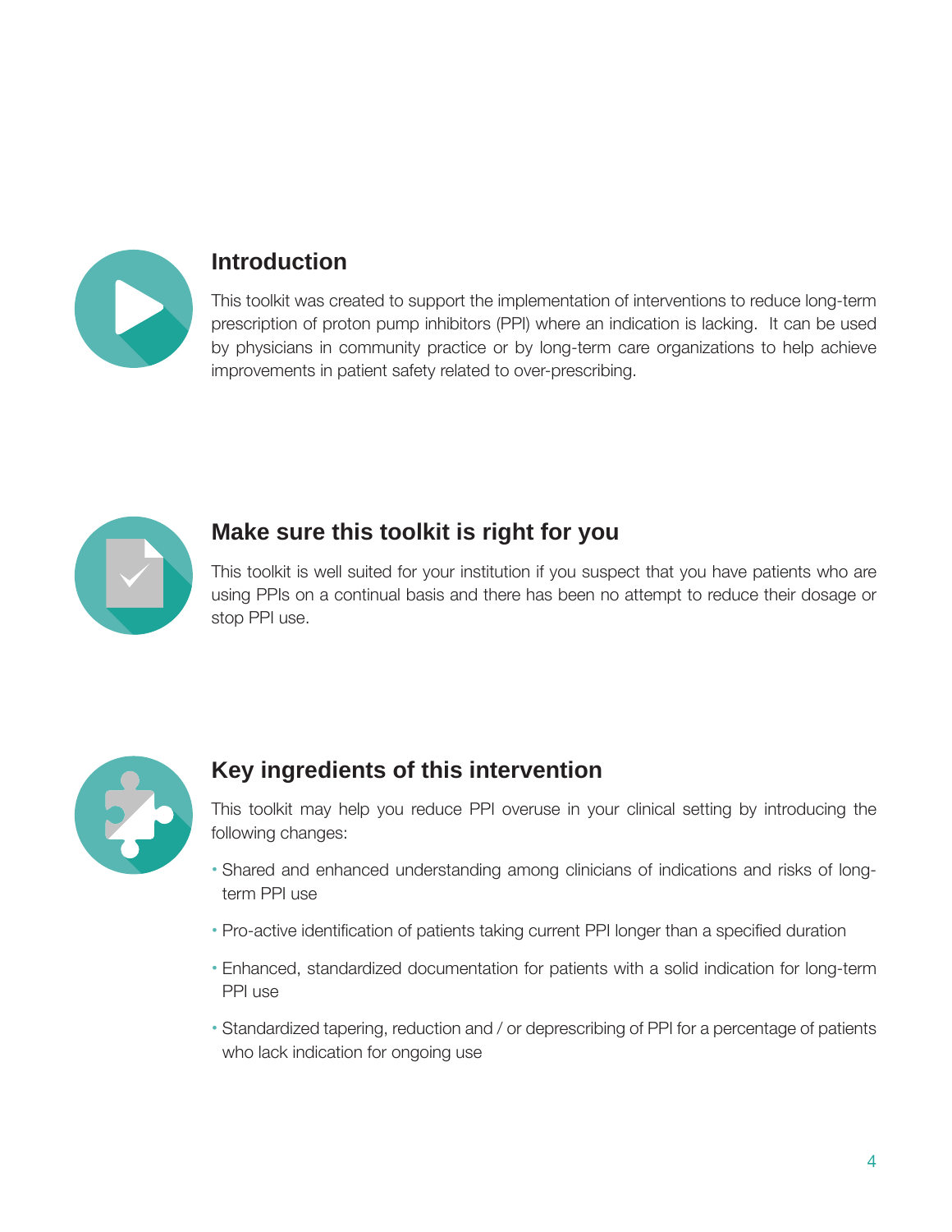## Introduction

This toolkit was created to support the implementation of interventions to reduce long-term prescription of proton pump inhibitors (PPI) where an indication is lacking. It can be used by physicians in community practice or by long-term care organizations to help achieve improvements in patient safety related to over-prescribing.

## Make sure this toolkit is right for you

This toolkit is well suited for your institution if you suspect that you have patients who are using PPIs on a continual basis and there has been no attempt to reduce their dosage or stop PPI use.

## Key ingredients of this intervention

This toolkit may help you reduce PPI overuse in your clinical setting by introducing the following changes:

- Shared and enhanced understanding among clinicians of indications and risks of long-term PPI use
- Pro-active identification of patients taking current PPI longer than a specified duration
- Enhanced, standardized documentation for patients with a solid indication for long-term PPI use
- Standardized tapering, reduction and / or deprescribing of PPI for a percentage of patients who lack indication for ongoing use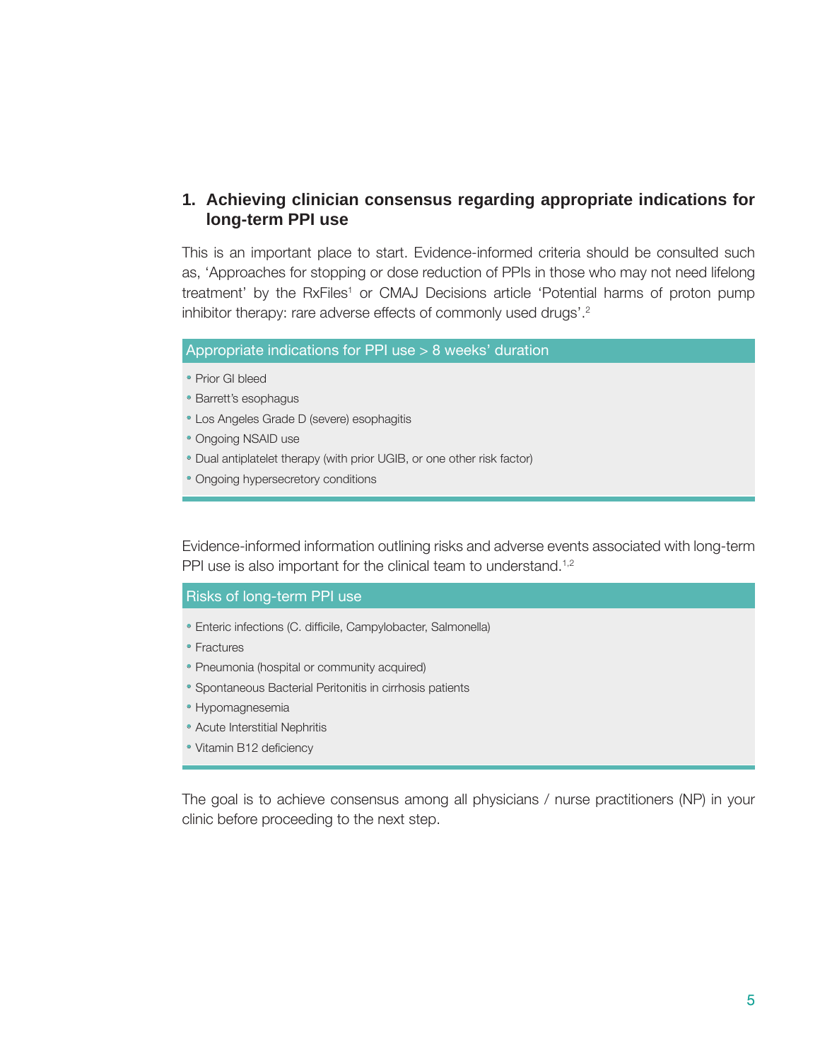## 1. Achieving clinician consensus regarding appropriate indications for long-term PPI use

This is an important place to start. Evidence-informed criteria should be consulted such as, 'Approaches for stopping or dose reduction of PPIs in those who may not need lifelong treatment' by the RxFiles[1] or CMAJ Decisions article 'Potential harms of proton pump inhibitor therapy: rare adverse effects of commonly used drugs'.[2]

**Appropriate indications for PPI use > 8 weeks' duration**

- Prior GI bleed
- Barrett's esophagus
- Los Angeles Grade D (severe) esophagitis
- Ongoing NSAID use
- Dual antiplatelet therapy (with prior UGIB, or one other risk factor)
- Ongoing hypersecretory conditions

Evidence-informed information outlining risks and adverse events associated with long-term PPI use is also important for the clinical team to understand.[1,2]

**Risks of long-term PPI use**

- Enteric infections (C. difficile, Campylobacter, Salmonella)
- Fractures
- Pneumonia (hospital or community acquired)
- Spontaneous Bacterial Peritonitis in cirrhosis patients
- Hypomagnesemia
- Acute Interstitial Nephritis
- Vitamin B12 deficiency

The goal is to achieve consensus among all physicians / nurse practitioners (NP) in your clinic before proceeding to the next step.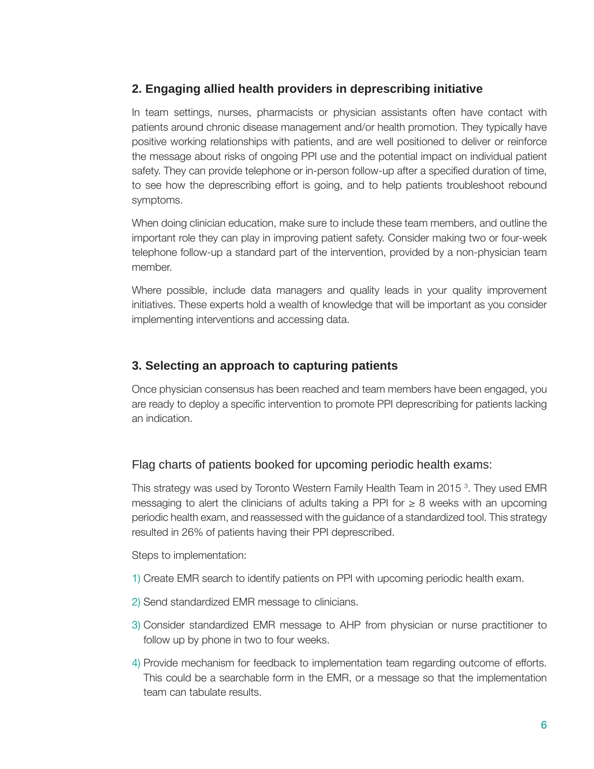## 2. Engaging allied health providers in deprescribing initiative

In team settings, nurses, pharmacists or physician assistants often have contact with patients around chronic disease management and/or health promotion. They typically have positive working relationships with patients, and are well positioned to deliver or reinforce the message about risks of ongoing PPI use and the potential impact on individual patient safety. They can provide telephone or in-person follow-up after a specified duration of time, to see how the deprescribing effort is going, and to help patients troubleshoot rebound symptoms.

When doing clinician education, make sure to include these team members, and outline the important role they can play in improving patient safety. Consider making two or four-week telephone follow-up a standard part of the intervention, provided by a non-physician team member.

Where possible, include data managers and quality leads in your quality improvement initiatives. These experts hold a wealth of knowledge that will be important as you consider implementing interventions and accessing data.

## 3. Selecting an approach to capturing patients

Once physician consensus has been reached and team members have been engaged, you are ready to deploy a specific intervention to promote PPI deprescribing for patients lacking an indication.

### Flag charts of patients booked for upcoming periodic health exams:

This strategy was used by Toronto Western Family Health Team in 2015 [3]. They used EMR messaging to alert the clinicians of adults taking a PPI for ≥ 8 weeks with an upcoming periodic health exam, and reassessed with the guidance of a standardized tool. This strategy resulted in 26% of patients having their PPI deprescribed.

Steps to implementation:

1) Create EMR search to identify patients on PPI with upcoming periodic health exam.
2) Send standardized EMR message to clinicians.
3) Consider standardized EMR message to AHP from physician or nurse practitioner to follow up by phone in two to four weeks.
4) Provide mechanism for feedback to implementation team regarding outcome of efforts. This could be a searchable form in the EMR, or a message so that the implementation team can tabulate results.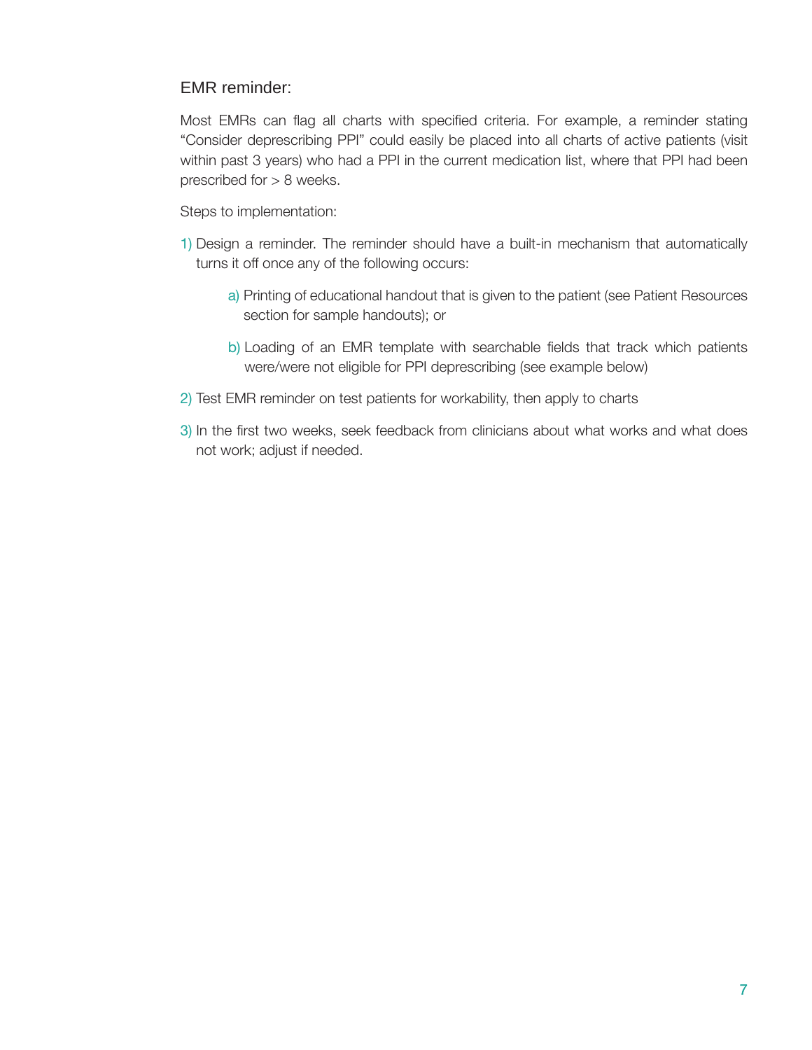### EMR reminder:

Most EMRs can flag all charts with specified criteria. For example, a reminder stating “Consider deprescribing PPI” could easily be placed into all charts of active patients (visit within past 3 years) who had a PPI in the current medication list, where that PPI had been prescribed for > 8 weeks.

Steps to implementation:

1) Design a reminder. The reminder should have a built-in mechanism that automatically turns it off once any of the following occurs:

   a) Printing of educational handout that is given to the patient (see Patient Resources section for sample handouts); or

   b) Loading of an EMR template with searchable fields that track which patients were/were not eligible for PPI deprescribing (see example below)

2) Test EMR reminder on test patients for workability, then apply to charts

3) In the first two weeks, seek feedback from clinicians about what works and what does not work; adjust if needed.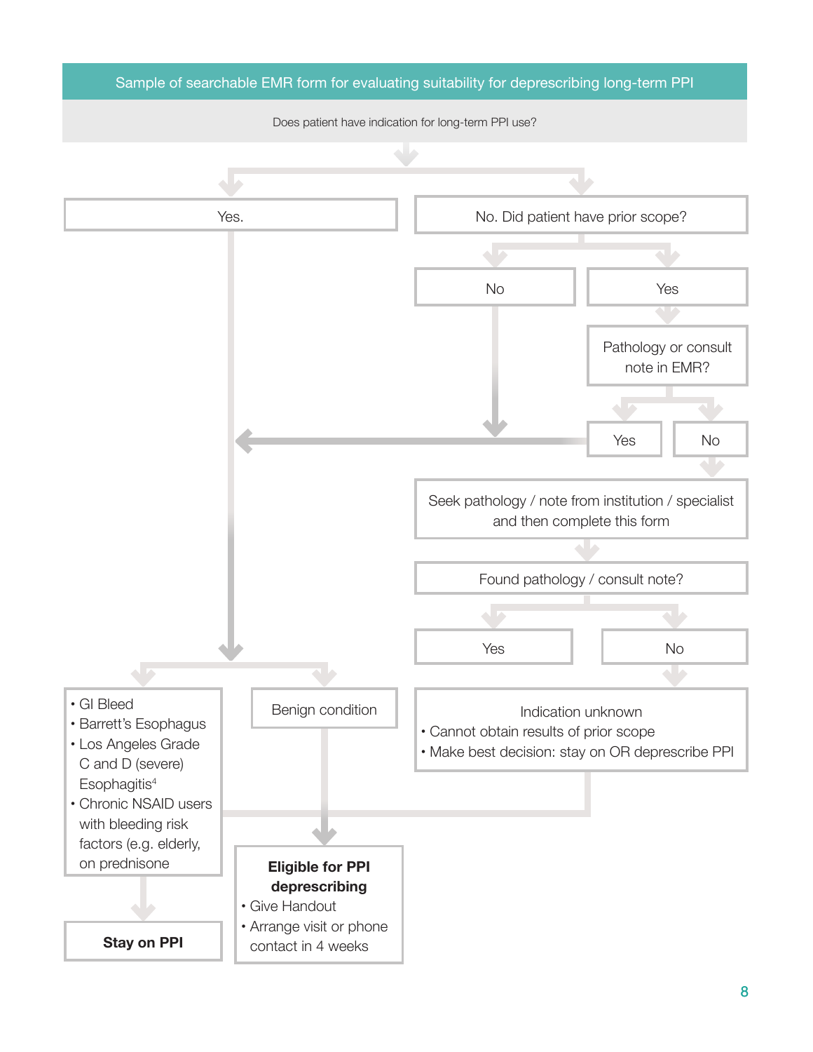**Sample of searchable EMR form for evaluating suitability for deprescribing long-term PPI**

Does patient have indication for long-term PPI use?

Yes.

No. Did patient have prior scope?

No

Yes

Pathology or consult note in EMR?

Yes

No

Seek pathology / note from institution / specialist and then complete this form

Found pathology / consult note?

Yes

No

- GI Bleed
- Barrett's Esophagus
- Los Angeles Grade C and D (severe) Esophagitis[4]
- Chronic NSAID users with bleeding risk factors (e.g. elderly, on prednisone

Benign condition

Indication unknown

- Cannot obtain results of prior scope
- Make best decision: stay on OR deprescribe PPI

**Eligible for PPI deprescribing**

- Give Handout
- Arrange visit or phone contact in 4 weeks

**Stay on PPI**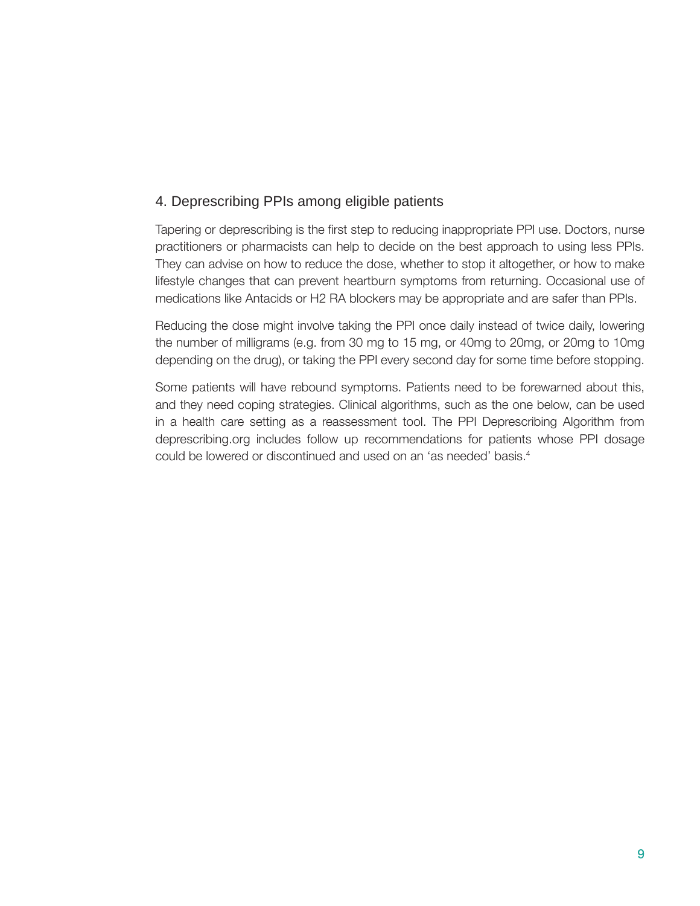## 4. Deprescribing PPIs among eligible patients

Tapering or deprescribing is the first step to reducing inappropriate PPI use. Doctors, nurse practitioners or pharmacists can help to decide on the best approach to using less PPIs. They can advise on how to reduce the dose, whether to stop it altogether, or how to make lifestyle changes that can prevent heartburn symptoms from returning. Occasional use of medications like Antacids or H2 RA blockers may be appropriate and are safer than PPIs.

Reducing the dose might involve taking the PPI once daily instead of twice daily, lowering the number of milligrams (e.g. from 30 mg to 15 mg, or 40mg to 20mg, or 20mg to 10mg depending on the drug), or taking the PPI every second day for some time before stopping.

Some patients will have rebound symptoms. Patients need to be forewarned about this, and they need coping strategies. Clinical algorithms, such as the one below, can be used in a health care setting as a reassessment tool. The PPI Deprescribing Algorithm from deprescribing.org includes follow up recommendations for patients whose PPI dosage could be lowered or discontinued and used on an 'as needed' basis.[4]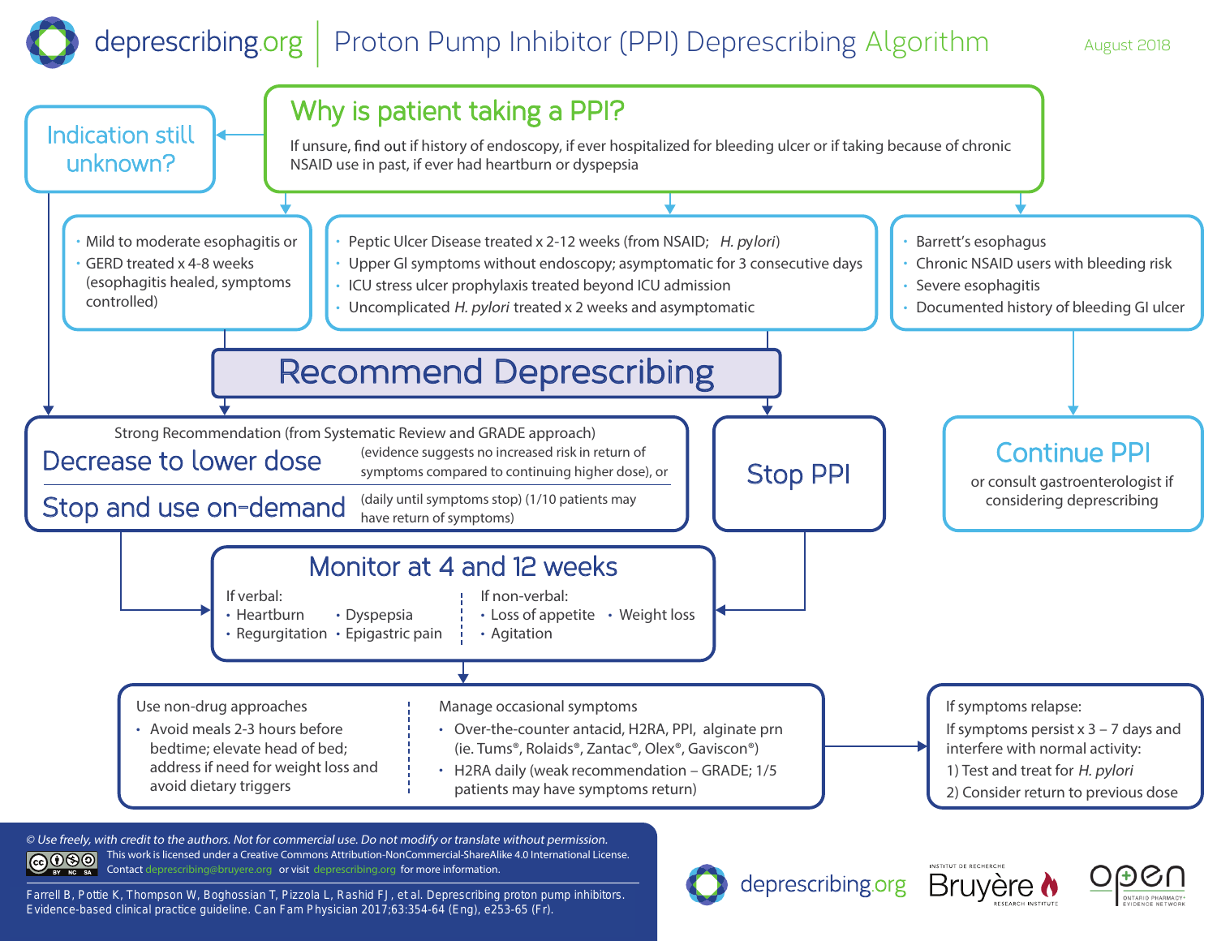# deprescribing.org | Proton Pump Inhibitor (PPI) Deprescribing Algorithm

August 2018

## Why is patient taking a PPI?

If unsure, find out if history of endoscopy, if ever hospitalized for bleeding ulcer or if taking because of chronic NSAID use in past, if ever had heartburn or dyspepsia

### Indication still unknown?

→ Decrease to lower dose / Stop and use on-demand

### Recommend Deprescribing

- Mild to moderate esophagitis or
- GERD treated x 4-8 weeks (esophagitis healed, symptoms controlled)

- Peptic Ulcer Disease treated x 2-12 weeks (from NSAID; *H. pylori*)
- Upper GI symptoms without endoscopy; asymptomatic for 3 consecutive days
- ICU stress ulcer prophylaxis treated beyond ICU admission
- Uncomplicated *H. pylori* treated x 2 weeks and asymptomatic

Strong Recommendation (from Systematic Review and GRADE approach)

**Decrease to lower dose** (evidence suggests no increased risk in return of symptoms compared to continuing higher dose), or

**Stop and use on-demand** (daily until symptoms stop) (1/10 patients may have return of symptoms)

**Stop PPI**

---

- Barrett's esophagus
- Chronic NSAID users with bleeding risk
- Severe esophagitis
- Documented history of bleeding GI ulcer

### Continue PPI

or consult gastroenterologist if considering deprescribing

---

### Monitor at 4 and 12 weeks

If verbal:
- Heartburn
- Dyspepsia
- Regurgitation
- Epigastric pain

If non-verbal:
- Loss of appetite
- Weight loss
- Agitation

---

Use non-drug approaches
- Avoid meals 2-3 hours before bedtime; elevate head of bed; address if need for weight loss and avoid dietary triggers

Manage occasional symptoms
- Over-the-counter antacid, H2RA, PPI, alginate prn (ie. Tums®, Rolaids®, Zantac®, Olex®, Gaviscon®)
- H2RA daily (weak recommendation – GRADE; 1/5 patients may have symptoms return)

If symptoms relapse:

If symptoms persist x 3 – 7 days and interfere with normal activity:
1) Test and treat for *H. pylori*
2) Consider return to previous dose

---

*© Use freely, with credit to the authors. Not for commercial use. Do not modify or translate without permission.*

This work is licensed under a Creative Commons Attribution-NonCommercial-ShareAlike 4.0 International License. Contact deprescribing@bruyere.org or visit deprescribing.org for more information.

Farrell B, Pottie K, Thompson W, Boghossian T, Pizzola L, Rashid FJ, et al. Deprescribing proton pump inhibitors. Evidence-based clinical practice guideline. Can Fam Physician 2017;63:354-64 (Eng), e253-65 (Fr).

deprescribing.org | Institut de recherche Bruyère Research Institute | open Ontario Pharmacy Evidence Network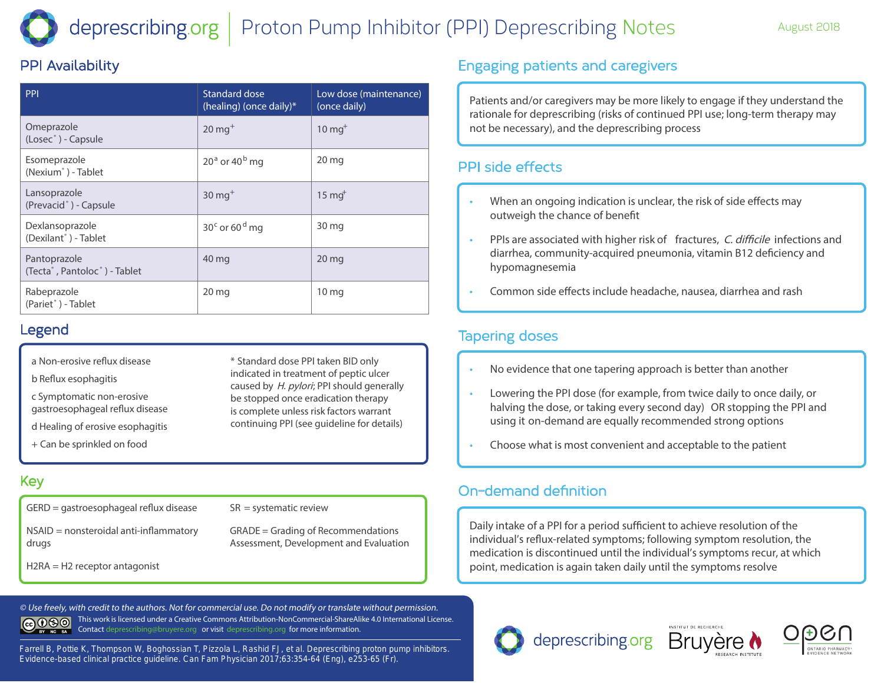# deprescribing.org | Proton Pump Inhibitor (PPI) Deprescribing Notes

August 2018

## PPI Availability

| PPI | Standard dose (healing) (once daily)* | Low dose (maintenance) (once daily) |
|---|---|---|
| Omeprazole (Losec®) - Capsule | 20 mg[+] | 10 mg[+] |
| Esomeprazole (Nexium®) - Tablet | 20[a] or 40[b] mg | 20 mg |
| Lansoprazole (Prevacid®) - Capsule | 30 mg[+] | 15 mg[+] |
| Dexlansoprazole (Dexilant®) - Tablet | 30[c] or 60[d] mg | 30 mg |
| Pantoprazole (Tecta®, Pantoloc®) - Tablet | 40 mg | 20 mg |
| Rabeprazole (Pariet®) - Tablet | 20 mg | 10 mg |

## Legend

a Non-erosive reflux disease

b Reflux esophagitis

c Symptomatic non-erosive gastroesophageal reflux disease

d Healing of erosive esophagitis

+ Can be sprinkled on food

* Standard dose PPI taken BID only indicated in treatment of peptic ulcer caused by *H. pylori*; PPI should generally be stopped once eradication therapy is complete unless risk factors warrant continuing PPI (see guideline for details)

## Key

GERD = gastroesophageal reflux disease

NSAID = nonsteroidal anti-inflammatory drugs

H2RA = H2 receptor antagonist

SR = systematic review

GRADE = Grading of Recommendations Assessment, Development and Evaluation

## Engaging patients and caregivers

Patients and/or caregivers may be more likely to engage if they understand the rationale for deprescribing (risks of continued PPI use; long-term therapy may not be necessary), and the deprescribing process

## PPI side effects

- When an ongoing indication is unclear, the risk of side effects may outweigh the chance of benefit
- PPIs are associated with higher risk of fractures, *C. difficile* infections and diarrhea, community-acquired pneumonia, vitamin B12 deficiency and hypomagnesemia
- Common side effects include headache, nausea, diarrhea and rash

## Tapering doses

- No evidence that one tapering approach is better than another
- Lowering the PPI dose (for example, from twice daily to once daily, or halving the dose, or taking every second day) OR stopping the PPI and using it on-demand are equally recommended strong options
- Choose what is most convenient and acceptable to the patient

## On-demand definition

Daily intake of a PPI for a period sufficient to achieve resolution of the individual's reflux-related symptoms; following symptom resolution, the medication is discontinued until the individual's symptoms recur, at which point, medication is again taken daily until the symptoms resolve

*© Use freely, with credit to the authors. Not for commercial use. Do not modify or translate without permission.*

This work is licensed under a Creative Commons Attribution-NonCommercial-ShareAlike 4.0 International License. Contact deprescribing@bruyere.org or visit deprescribing.org for more information.

Farrell B, Pottie K, Thompson W, Boghossian T, Pizzola L, Rashid FJ, et al. Deprescribing proton pump inhibitors. Evidence-based clinical practice guideline. Can Fam Physician 2017;63:354-64 (Eng), e253-65 (Fr).

deprescribing.org | Bruyère Research Institute | OPEN Ontario Pharmacy Evidence Network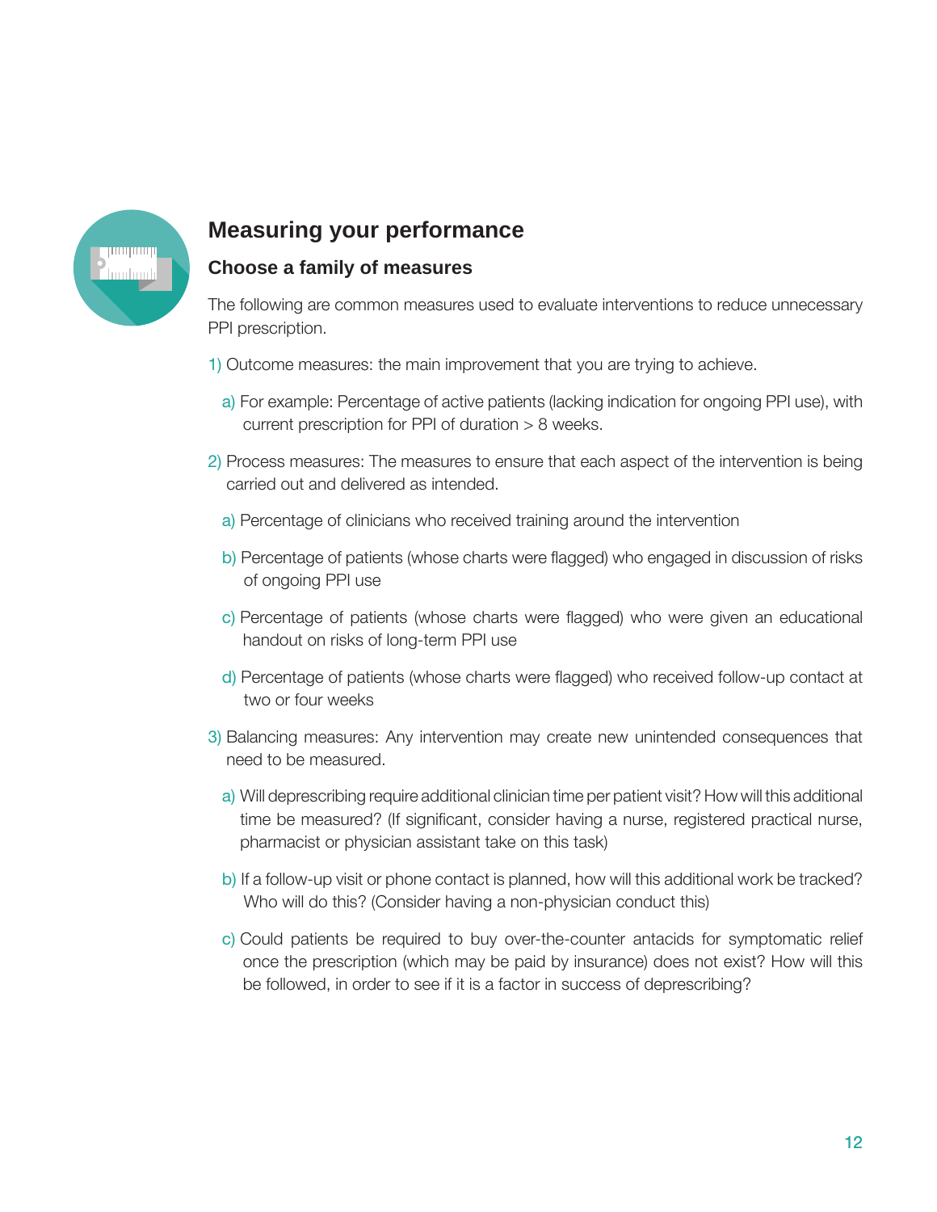## Measuring your performance

### Choose a family of measures

The following are common measures used to evaluate interventions to reduce unnecessary PPI prescription.

1) Outcome measures: the main improvement that you are trying to achieve.

   a) For example: Percentage of active patients (lacking indication for ongoing PPI use), with current prescription for PPI of duration > 8 weeks.

2) Process measures: The measures to ensure that each aspect of the intervention is being carried out and delivered as intended.

   a) Percentage of clinicians who received training around the intervention

   b) Percentage of patients (whose charts were flagged) who engaged in discussion of risks of ongoing PPI use

   c) Percentage of patients (whose charts were flagged) who were given an educational handout on risks of long-term PPI use

   d) Percentage of patients (whose charts were flagged) who received follow-up contact at two or four weeks

3) Balancing measures: Any intervention may create new unintended consequences that need to be measured.

   a) Will deprescribing require additional clinician time per patient visit? How will this additional time be measured? (If significant, consider having a nurse, registered practical nurse, pharmacist or physician assistant take on this task)

   b) If a follow-up visit or phone contact is planned, how will this additional work be tracked? Who will do this? (Consider having a non-physician conduct this)

   c) Could patients be required to buy over-the-counter antacids for symptomatic relief once the prescription (which may be paid by insurance) does not exist? How will this be followed, in order to see if it is a factor in success of deprescribing?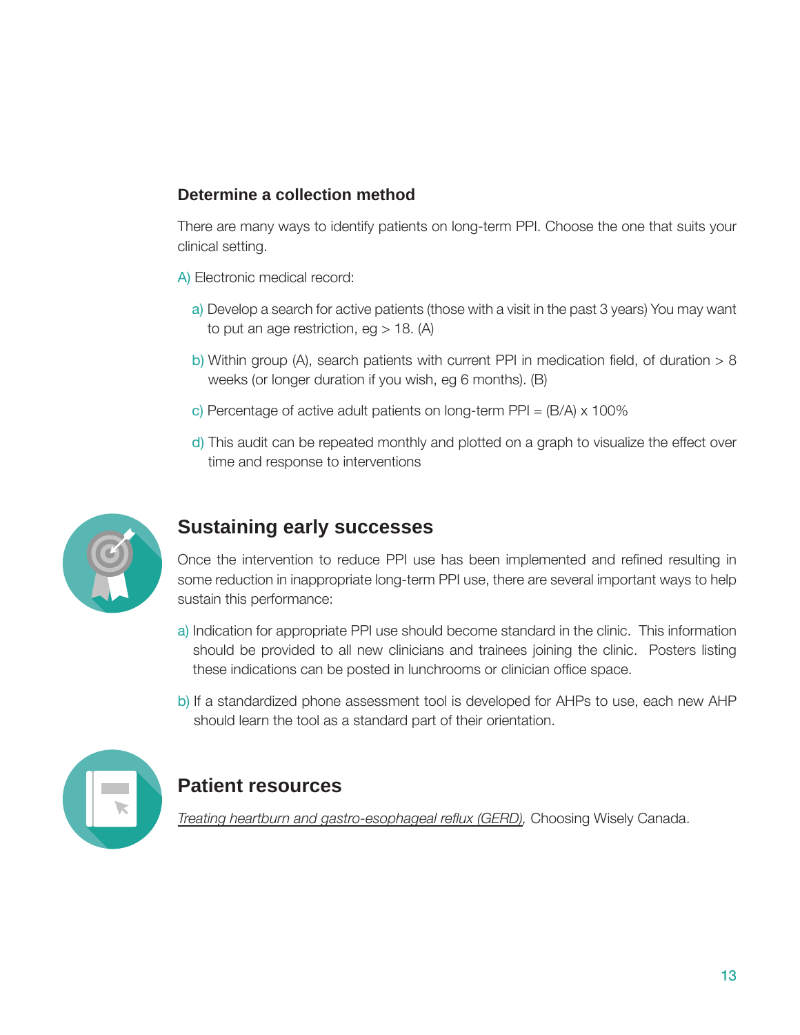### Determine a collection method

There are many ways to identify patients on long-term PPI. Choose the one that suits your clinical setting.

A) Electronic medical record:

- a) Develop a search for active patients (those with a visit in the past 3 years) You may want to put an age restriction, eg > 18. (A)
- b) Within group (A), search patients with current PPI in medication field, of duration > 8 weeks (or longer duration if you wish, eg 6 months). (B)
- c) Percentage of active adult patients on long-term PPI = (B/A) x 100%
- d) This audit can be repeated monthly and plotted on a graph to visualize the effect over time and response to interventions

## Sustaining early successes

Once the intervention to reduce PPI use has been implemented and refined resulting in some reduction in inappropriate long-term PPI use, there are several important ways to help sustain this performance:

- a) Indication for appropriate PPI use should become standard in the clinic. This information should be provided to all new clinicians and trainees joining the clinic. Posters listing these indications can be posted in lunchrooms or clinician office space.
- b) If a standardized phone assessment tool is developed for AHPs to use, each new AHP should learn the tool as a standard part of their orientation.

## Patient resources

*Treating heartburn and gastro-esophageal reflux (GERD)*, Choosing Wisely Canada.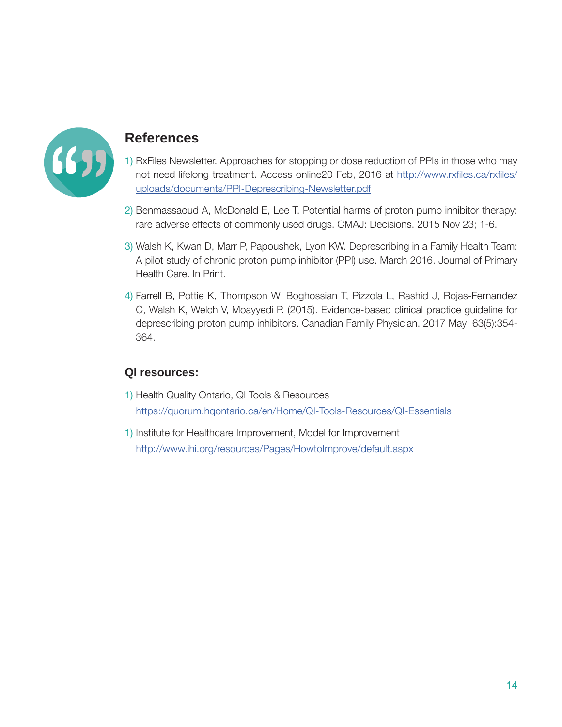## References

1) RxFiles Newsletter. Approaches for stopping or dose reduction of PPIs in those who may not need lifelong treatment. Access online20 Feb, 2016 at http://www.rxfiles.ca/rxfiles/uploads/documents/PPI-Deprescribing-Newsletter.pdf

2) Benmassaoud A, McDonald E, Lee T. Potential harms of proton pump inhibitor therapy: rare adverse effects of commonly used drugs. CMAJ: Decisions. 2015 Nov 23; 1-6.

3) Walsh K, Kwan D, Marr P, Papoushek, Lyon KW. Deprescribing in a Family Health Team: A pilot study of chronic proton pump inhibitor (PPI) use. March 2016. Journal of Primary Health Care. In Print.

4) Farrell B, Pottie K, Thompson W, Boghossian T, Pizzola L, Rashid J, Rojas-Fernandez C, Walsh K, Welch V, Moayyedi P. (2015). Evidence-based clinical practice guideline for deprescribing proton pump inhibitors. Canadian Family Physician. 2017 May; 63(5):354-364.

### QI resources:

1) Health Quality Ontario, QI Tools & Resources
https://quorum.hqontario.ca/en/Home/QI-Tools-Resources/QI-Essentials

1) Institute for Healthcare Improvement, Model for Improvement
http://www.ihi.org/resources/Pages/HowtoImprove/default.aspx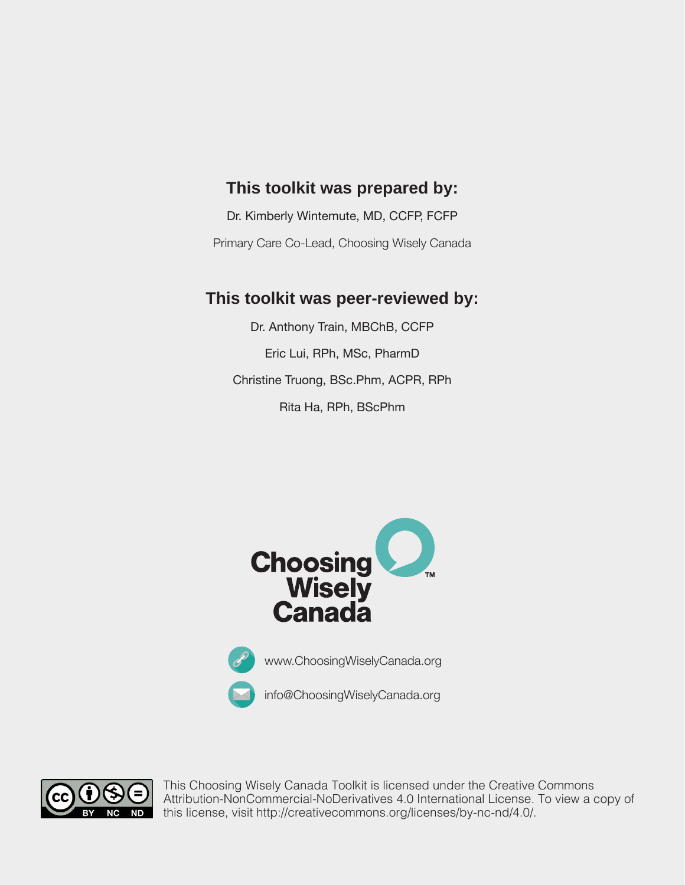## This toolkit was prepared by:

Dr. Kimberly Wintemute, MD, CCFP, FCFP

Primary Care Co-Lead, Choosing Wisely Canada

## This toolkit was peer-reviewed by:

Dr. Anthony Train, MBChB, CCFP

Eric Lui, RPh, MSc, PharmD

Christine Truong, BSc.Phm, ACPR, RPh

Rita Ha, RPh, BScPhm

Choosing Wisely Canada™

www.ChoosingWiselyCanada.org

info@ChoosingWiselyCanada.org

This Choosing Wisely Canada Toolkit is licensed under the Creative Commons Attribution-NonCommercial-NoDerivatives 4.0 International License. To view a copy of this license, visit http://creativecommons.org/licenses/by-nc-nd/4.0/.